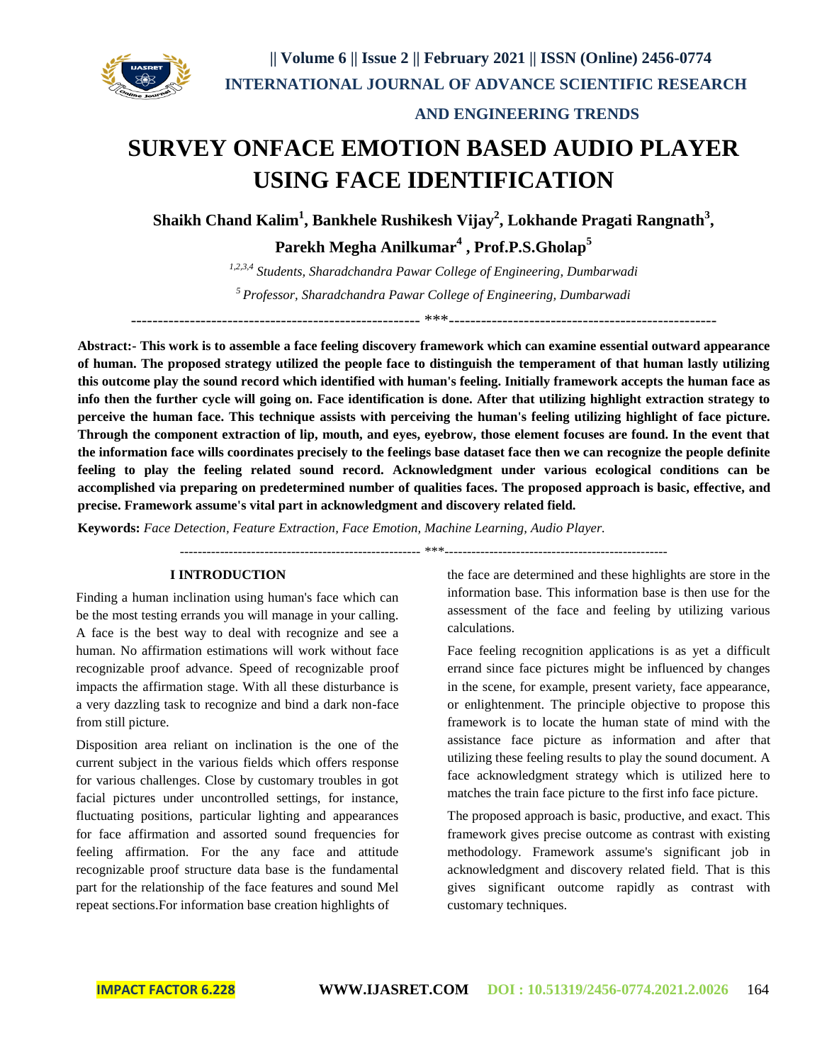# SURVEY ONFACE EMOTION BASED AUDIO PLAYER USING FACE IDENTIFICATION

**Shaikh Chand Kalim[1], Bankhele Rushikesh Vijay[2], Lokhande Pragati Rangnath[3], Parekh Megha Anilkumar[4] , Prof.P.S.Gholap[5]**

*[1,2,3,4] Students, Sharadchandra Pawar College of Engineering, Dumbarwadi*

*[5] Professor, Sharadchandra Pawar College of Engineering, Dumbarwadi*

---

**Abstract:- This work is to assemble a face feeling discovery framework which can examine essential outward appearance of human. The proposed strategy utilized the people face to distinguish the temperament of that human lastly utilizing this outcome play the sound record which identified with human's feeling. Initially framework accepts the human face as info then the further cycle will going on. Face identification is done. After that utilizing highlight extraction strategy to perceive the human face. This technique assists with perceiving the human's feeling utilizing highlight of face picture. Through the component extraction of lip, mouth, and eyes, eyebrow, those element focuses are found. In the event that the information face wills coordinates precisely to the feelings base dataset face then we can recognize the people definite feeling to play the feeling related sound record. Acknowledgment under various ecological conditions can be accomplished via preparing on predetermined number of qualities faces. The proposed approach is basic, effective, and precise. Framework assume's vital part in acknowledgment and discovery related field.**

**Keywords:** *Face Detection, Feature Extraction, Face Emotion, Machine Learning, Audio Player.*

---

## I INTRODUCTION

Finding a human inclination using human's face which can be the most testing errands you will manage in your calling. A face is the best way to deal with recognize and see a human. No affirmation estimations will work without face recognizable proof advance. Speed of recognizable proof impacts the affirmation stage. With all these disturbance is a very dazzling task to recognize and bind a dark non-face from still picture.

Disposition area reliant on inclination is the one of the current subject in the various fields which offers response for various challenges. Close by customary troubles in got facial pictures under uncontrolled settings, for instance, fluctuating positions, particular lighting and appearances for face affirmation and assorted sound frequencies for feeling affirmation. For the any face and attitude recognizable proof structure data base is the fundamental part for the relationship of the face features and sound Mel repeat sections.For information base creation highlights of the face are determined and these highlights are store in the information base. This information base is then use for the assessment of the face and feeling by utilizing various calculations.

Face feeling recognition applications is as yet a difficult errand since face pictures might be influenced by changes in the scene, for example, present variety, face appearance, or enlightenment. The principle objective to propose this framework is to locate the human state of mind with the assistance face picture as information and after that utilizing these feeling results to play the sound document. A face acknowledgment strategy which is utilized here to matches the train face picture to the first info face picture.

The proposed approach is basic, productive, and exact. This framework gives precise outcome as contrast with existing methodology. Framework assume's significant job in acknowledgment and discovery related field. That is this gives significant outcome rapidly as contrast with customary techniques.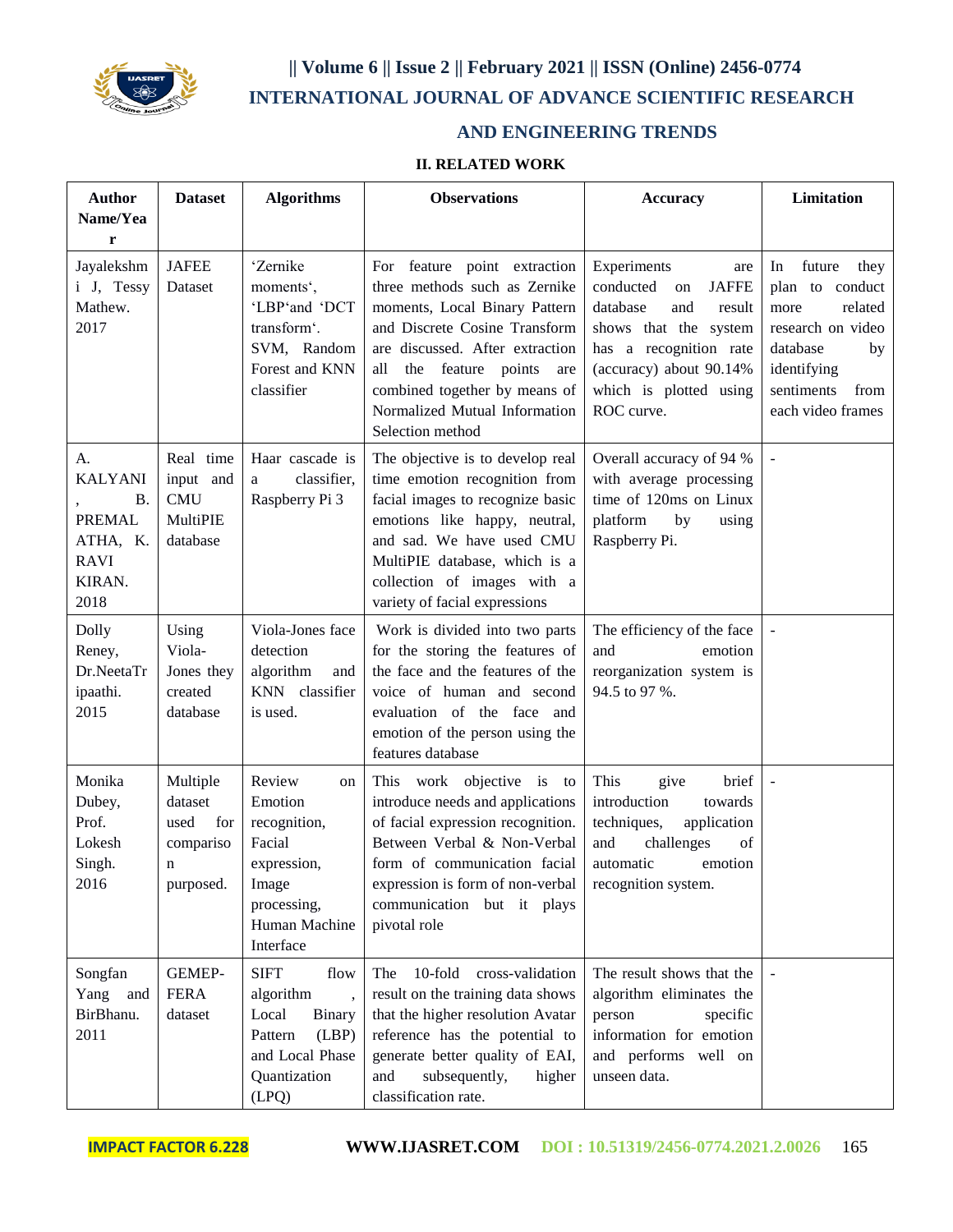## II. RELATED WORK

| Author Name/Year | Dataset | Algorithms | Observations | Accuracy | Limitation |
|---|---|---|---|---|---|
| Jayalekshmi J, Tessy Mathew. 2017 | JAFEE Dataset | 'Zernike moments', 'LBP'and 'DCT transform'. SVM, Random Forest and KNN classifier | For feature point extraction three methods such as Zernike moments, Local Binary Pattern and Discrete Cosine Transform are discussed. After extraction all the feature points are combined together by means of Normalized Mutual Information Selection method | Experiments are conducted on JAFFE database and result shows that the system has a recognition rate (accuracy) about 90.14% which is plotted using ROC curve. | In future they plan to conduct more related research on video database by identifying sentiments from each video frames |
| A. KALYANI , B. PREMALATHA, K. RAVI KIRAN. 2018 | Real time input and CMU MultiPIE database | Haar cascade is a classifier, Raspberry Pi 3 | The objective is to develop real time emotion recognition from facial images to recognize basic emotions like happy, neutral, and sad. We have used CMU MultiPIE database, which is a collection of images with a variety of facial expressions | Overall accuracy of 94 % with average processing time of 120ms on Linux platform by using Raspberry Pi. | - |
| Dolly Reney, Dr.NeetaTripaathi. 2015 | Using Viola-Jones they created database | Viola-Jones face detection algorithm and KNN classifier is used. | Work is divided into two parts for the storing the features of the face and the features of the voice of human and second evaluation of the face and emotion of the person using the features database | The efficiency of the face and emotion reorganization system is 94.5 to 97 %. | - |
| Monika Dubey, Prof. Lokesh Singh. 2016 | Multiple dataset used for comparison purposed. | Review on Emotion recognition, Facial expression, Image processing, Human Machine Interface | This work objective is to introduce needs and applications of facial expression recognition. Between Verbal & Non-Verbal form of communication facial expression is form of non-verbal communication but it plays pivotal role | This give brief introduction towards techniques, application and challenges of automatic emotion recognition system. | - |
| Songfan Yang and BirBhanu. 2011 | GEMEP-FERA dataset | SIFT flow algorithm , Local Binary Pattern (LBP) and Local Phase Quantization (LPQ) | The 10-fold cross-validation result on the training data shows that the higher resolution Avatar reference has the potential to generate better quality of EAI, and subsequently, higher classification rate. | The result shows that the algorithm eliminates the person specific information for emotion and performs well on unseen data. | - |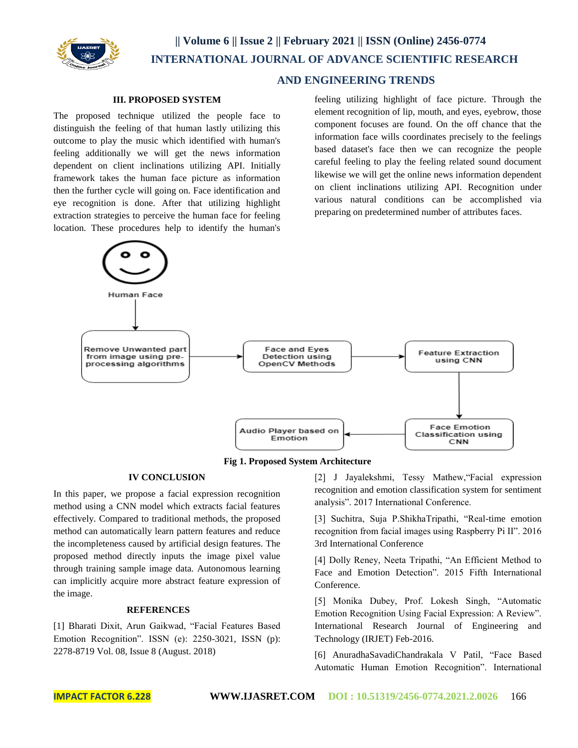## III. PROPOSED SYSTEM

The proposed technique utilized the people face to distinguish the feeling of that human lastly utilizing this outcome to play the music which identified with human's feeling additionally we will get the news information dependent on client inclinations utilizing API. Initially framework takes the human face picture as information then the further cycle will going on. Face identification and eye recognition is done. After that utilizing highlight extraction strategies to perceive the human face for feeling location. These procedures help to identify the human's feeling utilizing highlight of face picture. Through the element recognition of lip, mouth, and eyes, eyebrow, those component focuses are found. On the off chance that the information face wills coordinates precisely to the feelings based dataset's face then we can recognize the people careful feeling to play the feeling related sound document likewise we will get the online news information dependent on client inclinations utilizing API. Recognition under various natural conditions can be accomplished via preparing on predetermined number of attributes faces.

**Fig 1. Proposed System Architecture**

## IV CONCLUSION

In this paper, we propose a facial expression recognition method using a CNN model which extracts facial features effectively. Compared to traditional methods, the proposed method can automatically learn pattern features and reduce the incompleteness caused by artificial design features. The proposed method directly inputs the image pixel value through training sample image data. Autonomous learning can implicitly acquire more abstract feature expression of the image.

## REFERENCES

[1] Bharati Dixit, Arun Gaikwad, "Facial Features Based Emotion Recognition". ISSN (e): 2250-3021, ISSN (p): 2278-8719 Vol. 08, Issue 8 (August. 2018)

[2] J Jayalekshmi, Tessy Mathew,"Facial expression recognition and emotion classification system for sentiment analysis". 2017 International Conference.

[3] Suchitra, Suja P.ShikhaTripathi, "Real-time emotion recognition from facial images using Raspberry Pi II". 2016 3rd International Conference

[4] Dolly Reney, Neeta Tripathi, "An Efficient Method to Face and Emotion Detection". 2015 Fifth International Conference.

[5] Monika Dubey, Prof. Lokesh Singh, "Automatic Emotion Recognition Using Facial Expression: A Review". International Research Journal of Engineering and Technology (IRJET) Feb-2016.

[6] AnuradhaSavadiChandrakala V Patil, "Face Based Automatic Human Emotion Recognition". International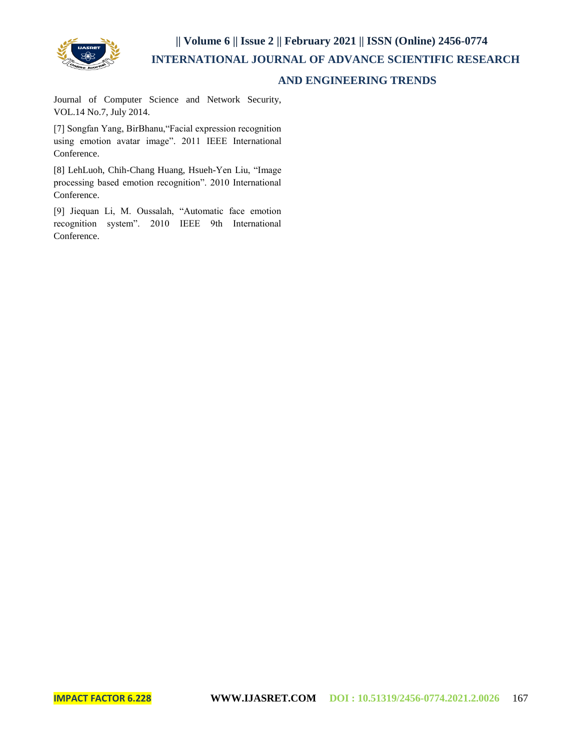Journal of Computer Science and Network Security, VOL.14 No.7, July 2014.

[7] Songfan Yang, BirBhanu,"Facial expression recognition using emotion avatar image". 2011 IEEE International Conference.

[8] LehLuoh, Chih-Chang Huang, Hsueh-Yen Liu, "Image processing based emotion recognition". 2010 International Conference.

[9] Jiequan Li, M. Oussalah, "Automatic face emotion recognition system". 2010 IEEE 9th International Conference.